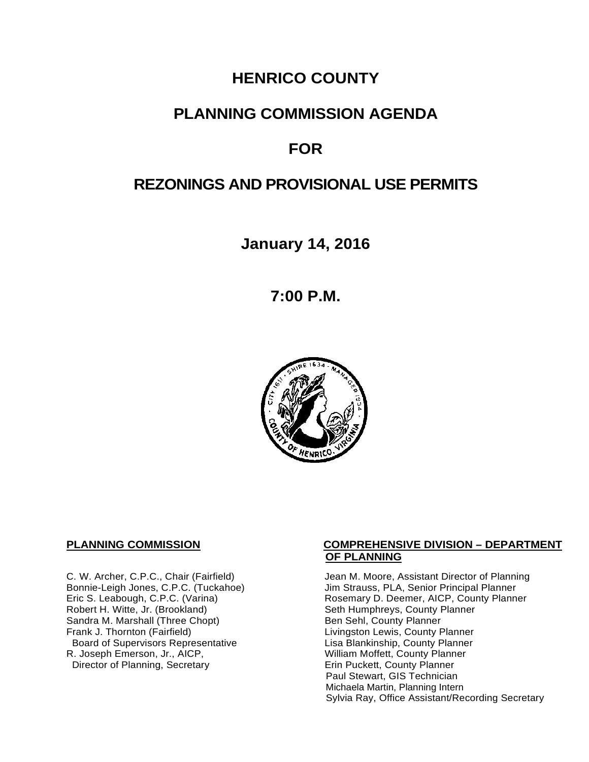# HENRICO COUNTY

# PLANNING COMMISSION AGENDA

# FOR

# REZONINGS AND PROVISIONAL USE PERMITS

## January 14, 2016

## 7:00 P.M.

**PLANNING COMMISSION**

C. W. Archer, C.P.C., Chair (Fairfield)
Bonnie-Leigh Jones, C.P.C. (Tuckahoe)
Eric S. Leabough, C.P.C. (Varina)
Robert H. Witte, Jr. (Brookland)
Sandra M. Marshall (Three Chopt)
Frank J. Thornton (Fairfield)
Board of Supervisors Representative
R. Joseph Emerson, Jr., AICP,
Director of Planning, Secretary

**COMPREHENSIVE DIVISION – DEPARTMENT OF PLANNING**

Jean M. Moore, Assistant Director of Planning
Jim Strauss, PLA, Senior Principal Planner
Rosemary D. Deemer, AICP, County Planner
Seth Humphreys, County Planner
Ben Sehl, County Planner
Livingston Lewis, County Planner
Lisa Blankinship, County Planner
William Moffett, County Planner
Erin Puckett, County Planner
Paul Stewart, GIS Technician
Michaela Martin, Planning Intern
Sylvia Ray, Office Assistant/Recording Secretary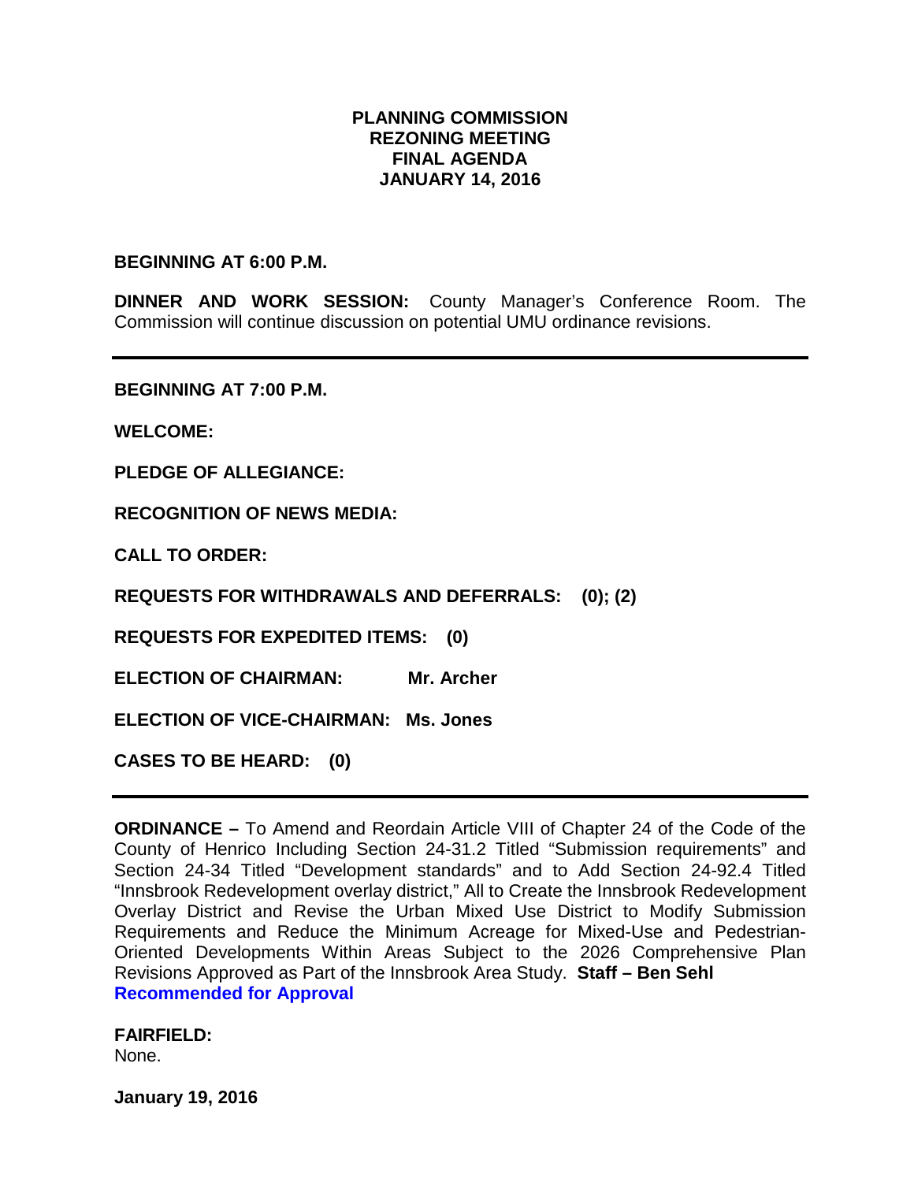# PLANNING COMMISSION
## REZONING MEETING
## FINAL AGENDA
## JANUARY 14, 2016

**BEGINNING AT 6:00 P.M.**

**DINNER AND WORK SESSION:** County Manager's Conference Room. The Commission will continue discussion on potential UMU ordinance revisions.

---

**BEGINNING AT 7:00 P.M.**

**WELCOME:**

**PLEDGE OF ALLEGIANCE:**

**RECOGNITION OF NEWS MEDIA:**

**CALL TO ORDER:**

**REQUESTS FOR WITHDRAWALS AND DEFERRALS: (0); (2)**

**REQUESTS FOR EXPEDITED ITEMS: (0)**

**ELECTION OF CHAIRMAN: Mr. Archer**

**ELECTION OF VICE-CHAIRMAN: Ms. Jones**

**CASES TO BE HEARD: (0)**

---

**ORDINANCE –** To Amend and Reordain Article VIII of Chapter 24 of the Code of the County of Henrico Including Section 24-31.2 Titled "Submission requirements" and Section 24-34 Titled "Development standards" and to Add Section 24-92.4 Titled "Innsbrook Redevelopment overlay district," All to Create the Innsbrook Redevelopment Overlay District and Revise the Urban Mixed Use District to Modify Submission Requirements and Reduce the Minimum Acreage for Mixed-Use and Pedestrian-Oriented Developments Within Areas Subject to the 2026 Comprehensive Plan Revisions Approved as Part of the Innsbrook Area Study. **Staff – Ben Sehl**
**Recommended for Approval**

**FAIRFIELD:**
None.

**January 19, 2016**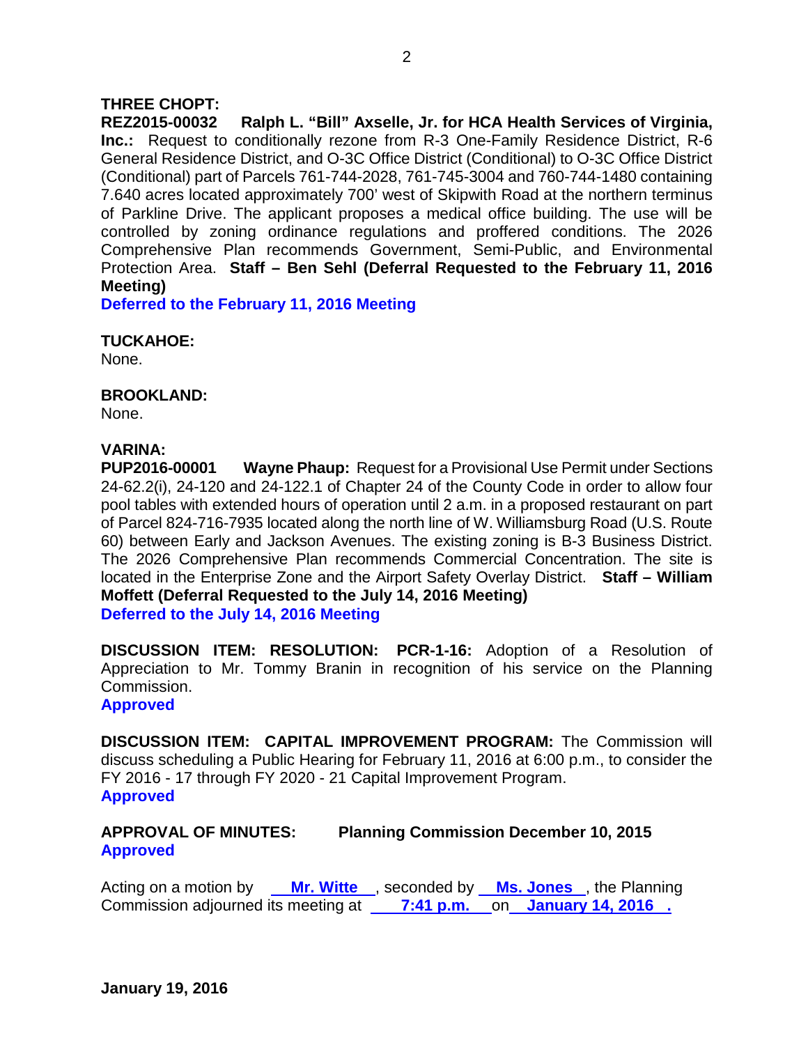**THREE CHOPT:**
**REZ2015-00032 Ralph L. "Bill" Axselle, Jr. for HCA Health Services of Virginia, Inc.:** Request to conditionally rezone from R-3 One-Family Residence District, R-6 General Residence District, and O-3C Office District (Conditional) to O-3C Office District (Conditional) part of Parcels 761-744-2028, 761-745-3004 and 760-744-1480 containing 7.640 acres located approximately 700' west of Skipwith Road at the northern terminus of Parkline Drive. The applicant proposes a medical office building. The use will be controlled by zoning ordinance regulations and proffered conditions. The 2026 Comprehensive Plan recommends Government, Semi-Public, and Environmental Protection Area. **Staff – Ben Sehl (Deferral Requested to the February 11, 2016 Meeting)**
**Deferred to the February 11, 2016 Meeting**

**TUCKAHOE:**
None.

**BROOKLAND:**
None.

**VARINA:**
**PUP2016-00001 Wayne Phaup:** Request for a Provisional Use Permit under Sections 24-62.2(i), 24-120 and 24-122.1 of Chapter 24 of the County Code in order to allow four pool tables with extended hours of operation until 2 a.m. in a proposed restaurant on part of Parcel 824-716-7935 located along the north line of W. Williamsburg Road (U.S. Route 60) between Early and Jackson Avenues. The existing zoning is B-3 Business District. The 2026 Comprehensive Plan recommends Commercial Concentration. The site is located in the Enterprise Zone and the Airport Safety Overlay District. **Staff – William Moffett (Deferral Requested to the July 14, 2016 Meeting)**
**Deferred to the July 14, 2016 Meeting**

**DISCUSSION ITEM: RESOLUTION: PCR-1-16:** Adoption of a Resolution of Appreciation to Mr. Tommy Branin in recognition of his service on the Planning Commission.
**Approved**

**DISCUSSION ITEM: CAPITAL IMPROVEMENT PROGRAM:** The Commission will discuss scheduling a Public Hearing for February 11, 2016 at 6:00 p.m., to consider the FY 2016 - 17 through FY 2020 - 21 Capital Improvement Program.
**Approved**

**APPROVAL OF MINUTES: Planning Commission December 10, 2015**
**Approved**

Acting on a motion by **Mr. Witte**, seconded by **Ms. Jones**, the Planning Commission adjourned its meeting at **7:41 p.m.** on **January 14, 2016**.

**January 19, 2016**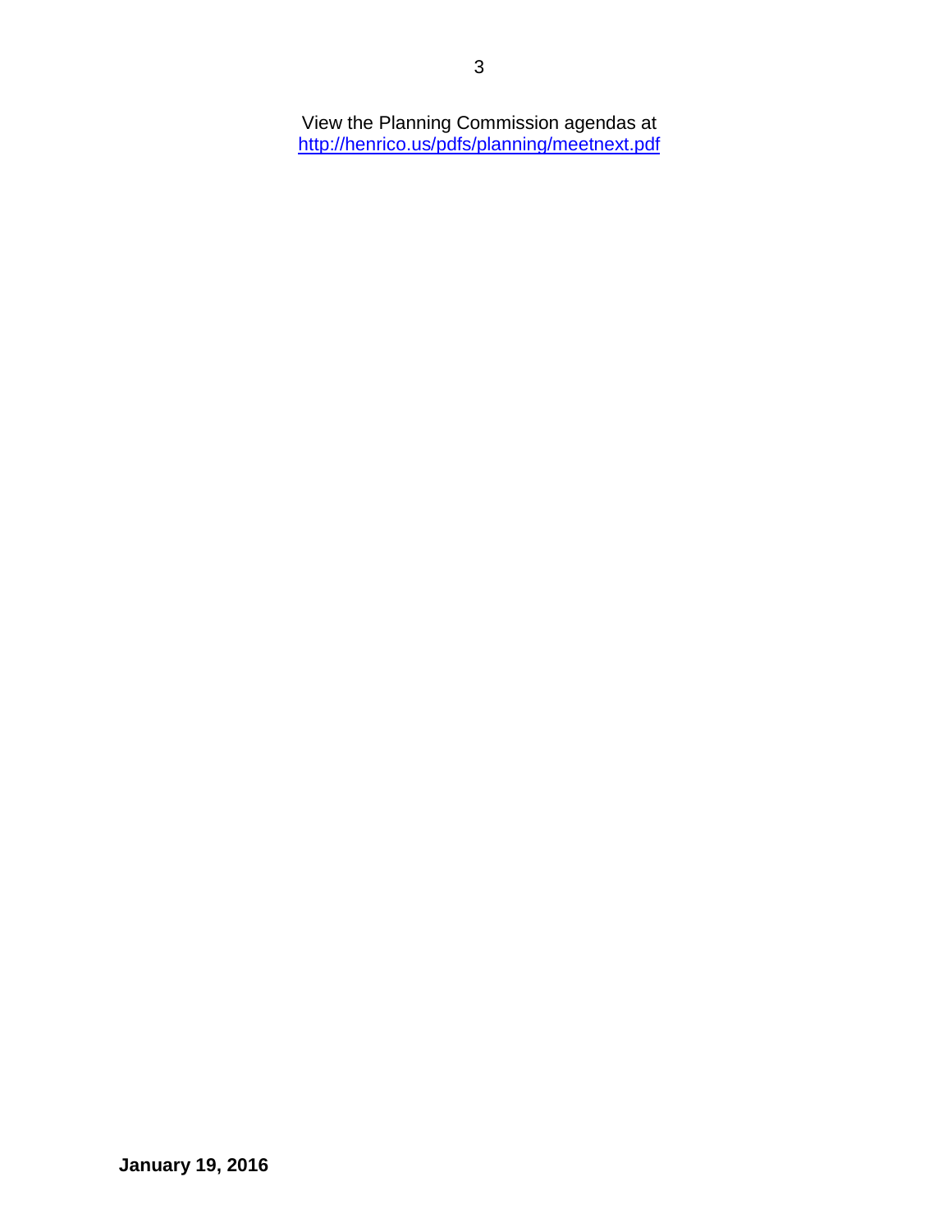View the Planning Commission agendas at
[http://henrico.us/pdfs/planning/meetnext.pdf](http://henrico.us/pdfs/planning/meetnext.pdf)

**January 19, 2016**